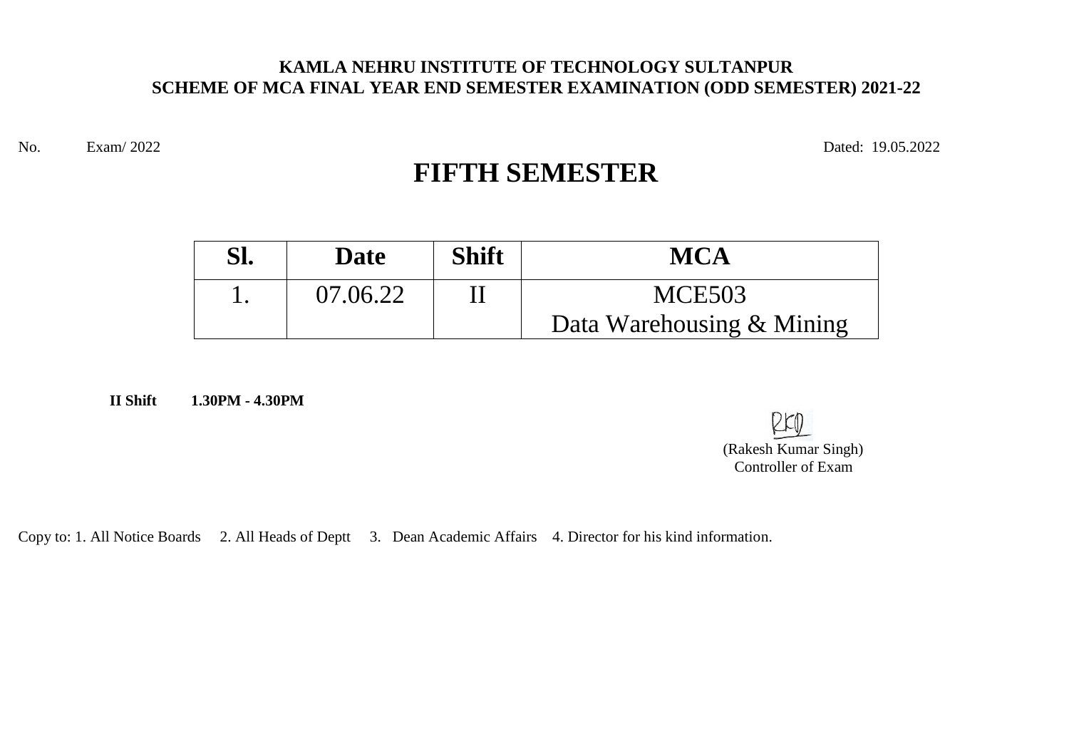**KAMLA NEHRU INSTITUTE OF TECHNOLOGY SULTANPUR**
**SCHEME OF MCA FINAL YEAR END SEMESTER EXAMINATION (ODD SEMESTER) 2021-22**

No. Exam/ 2022 Dated: 19.05.2022

# FIFTH SEMESTER

| Sl. | Date | Shift | MCA |
|---|---|---|---|
| 1. | 07.06.22 | II | MCE503<br>Data Warehousing & Mining |

**II Shift 1.30PM - 4.30PM**

RKS
(Rakesh Kumar Singh)
Controller of Exam

Copy to: 1. All Notice Boards 2. All Heads of Deptt 3. Dean Academic Affairs 4. Director for his kind information.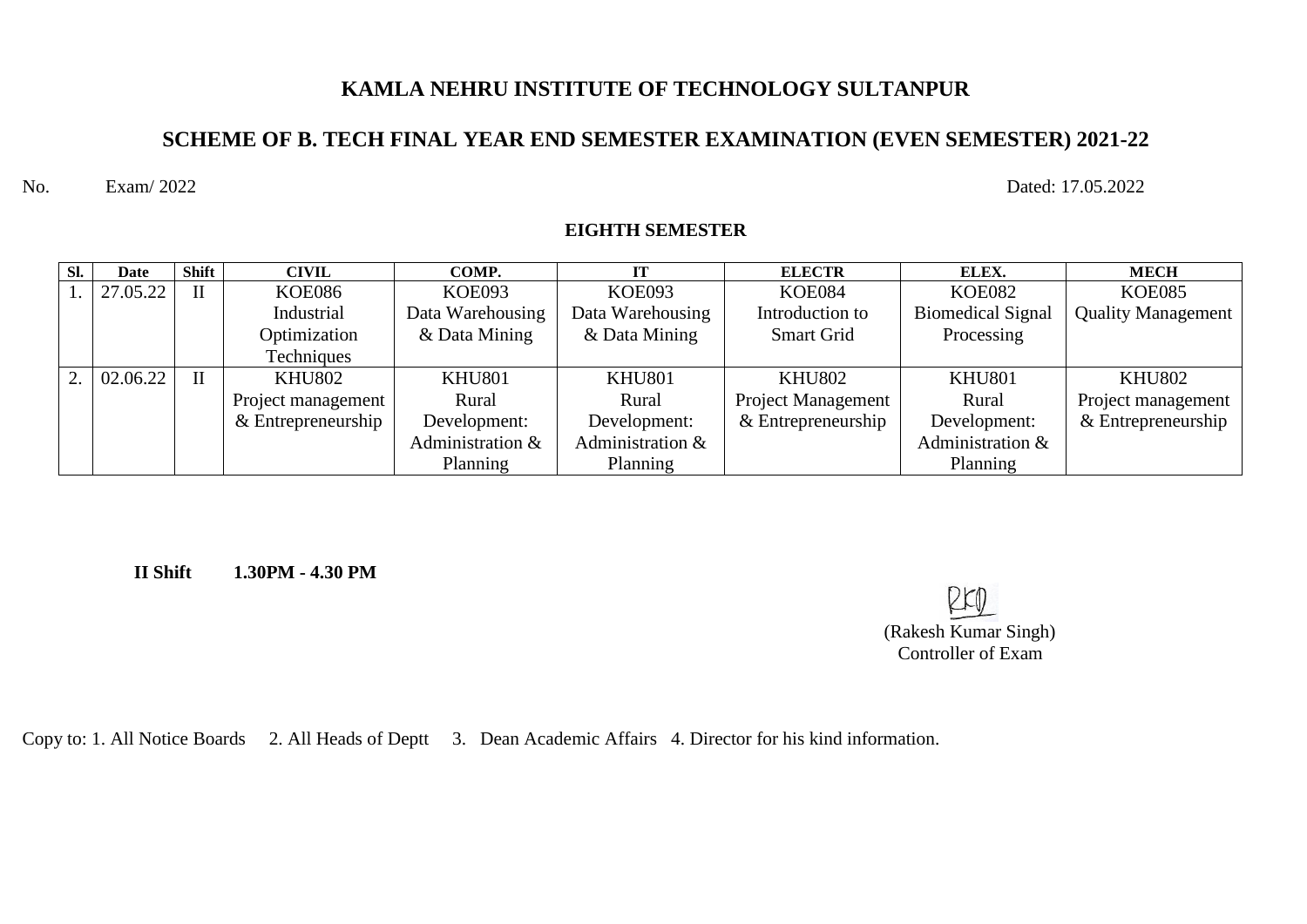# KAMLA NEHRU INSTITUTE OF TECHNOLOGY SULTANPUR

## SCHEME OF B. TECH FINAL YEAR END SEMESTER EXAMINATION (EVEN SEMESTER) 2021-22

No. Exam/ 2022 Dated: 17.05.2022

### EIGHTH SEMESTER

| Sl. | Date | Shift | CIVIL | COMP. | IT | ELECTR | ELEX. | MECH |
|---|---|---|---|---|---|---|---|---|
| 1. | 27.05.22 | II | KOE086 Industrial Optimization Techniques | KOE093 Data Warehousing & Data Mining | KOE093 Data Warehousing & Data Mining | KOE084 Introduction to Smart Grid | KOE082 Biomedical Signal Processing | KOE085 Quality Management |
| 2. | 02.06.22 | II | KHU802 Project management & Entrepreneurship | KHU801 Rural Development: Administration & Planning | KHU801 Rural Development: Administration & Planning | KHU802 Project Management & Entrepreneurship | KHU801 Rural Development: Administration & Planning | KHU802 Project management & Entrepreneurship |

**II Shift** **1.30PM - 4.30 PM**

RKD
(Rakesh Kumar Singh)
Controller of Exam

Copy to: 1. All Notice Boards 2. All Heads of Deptt 3. Dean Academic Affairs 4. Director for his kind information.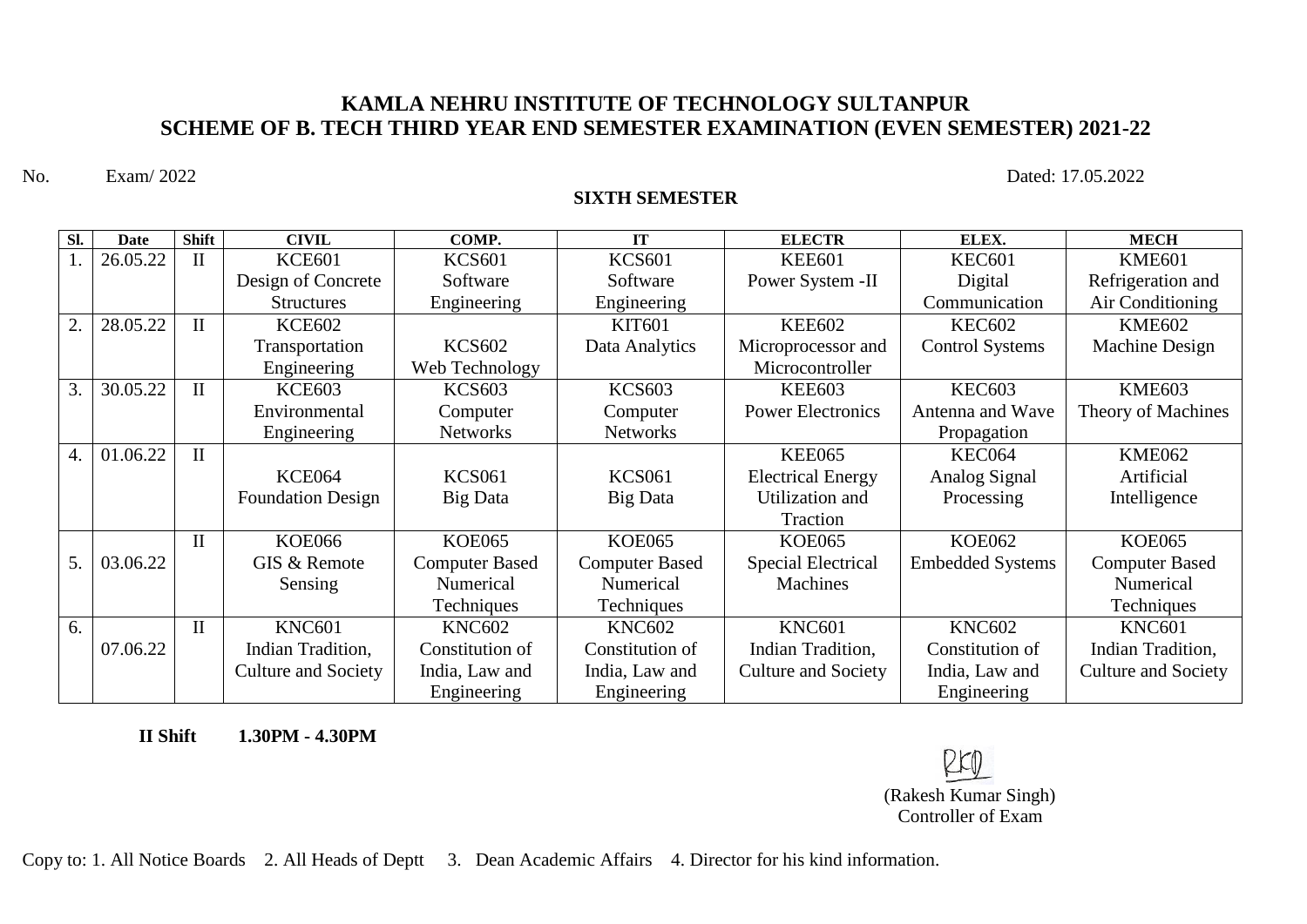# KAMLA NEHRU INSTITUTE OF TECHNOLOGY SULTANPUR
## SCHEME OF B. TECH THIRD YEAR END SEMESTER EXAMINATION (EVEN SEMESTER) 2021-22

No. Exam/ 2022 Dated: 17.05.2022

**SIXTH SEMESTER**

| Sl. | Date | Shift | CIVIL | COMP. | IT | ELECTR | ELEX. | MECH |
|---|---|---|---|---|---|---|---|---|
| 1. | 26.05.22 | II | KCE601 Design of Concrete Structures | KCS601 Software Engineering | KCS601 Software Engineering | KEE601 Power System -II | KEC601 Digital Communication | KME601 Refrigeration and Air Conditioning |
| 2. | 28.05.22 | II | KCE602 Transportation Engineering | KCS602 Web Technology | KIT601 Data Analytics | KEE602 Microprocessor and Microcontroller | KEC602 Control Systems | KME602 Machine Design |
| 3. | 30.05.22 | II | KCE603 Environmental Engineering | KCS603 Computer Networks | KCS603 Computer Networks | KEE603 Power Electronics | KEC603 Antenna and Wave Propagation | KME603 Theory of Machines |
| 4. | 01.06.22 | II | KCE064 Foundation Design | KCS061 Big Data | KCS061 Big Data | KEE065 Electrical Energy Utilization and Traction | KEC064 Analog Signal Processing | KME062 Artificial Intelligence |
| 5. | 03.06.22 | II | KOE066 GIS & Remote Sensing | KOE065 Computer Based Numerical Techniques | KOE065 Computer Based Numerical Techniques | KOE065 Special Electrical Machines | KOE062 Embedded Systems | KOE065 Computer Based Numerical Techniques |
| 6. | 07.06.22 | II | KNC601 Indian Tradition, Culture and Society | KNC602 Constitution of India, Law and Engineering | KNC602 Constitution of India, Law and Engineering | KNC601 Indian Tradition, Culture and Society | KNC602 Constitution of India, Law and Engineering | KNC601 Indian Tradition, Culture and Society |

**II Shift 1.30PM - 4.30PM**

(Rakesh Kumar Singh)
Controller of Exam

Copy to: 1. All Notice Boards 2. All Heads of Deptt 3. Dean Academic Affairs 4. Director for his kind information.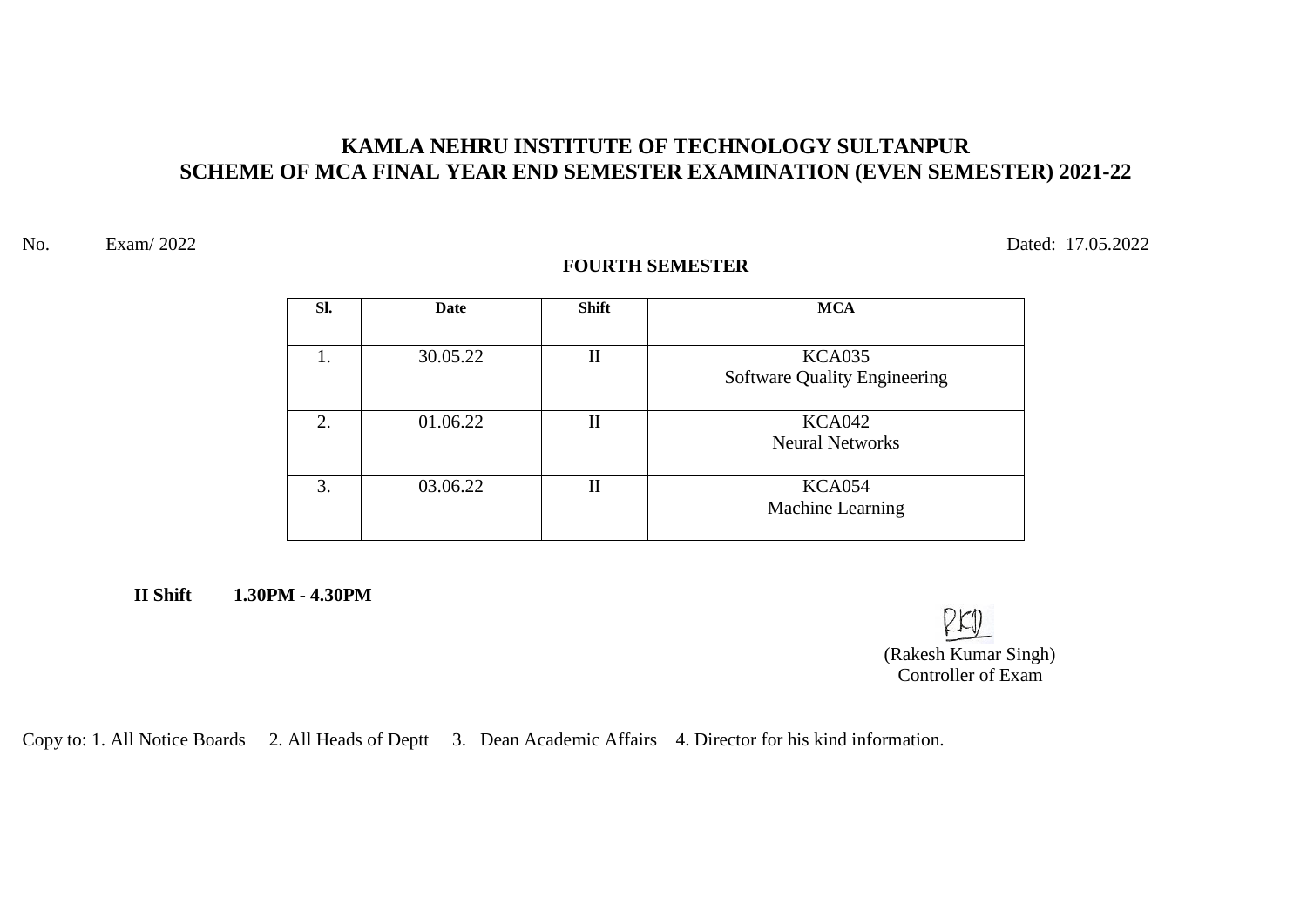# KAMLA NEHRU INSTITUTE OF TECHNOLOGY SULTANPUR
# SCHEME OF MCA FINAL YEAR END SEMESTER EXAMINATION (EVEN SEMESTER) 2021-22

No. Exam/ 2022 Dated: 17.05.2022

## FOURTH SEMESTER

| Sl. | Date | Shift | MCA |
|---|---|---|---|
| 1. | 30.05.22 | II | KCA035<br>Software Quality Engineering |
| 2. | 01.06.22 | II | KCA042<br>Neural Networks |
| 3. | 03.06.22 | II | KCA054<br>Machine Learning |

**II Shift 1.30PM - 4.30PM**

RKD

(Rakesh Kumar Singh)
Controller of Exam

Copy to: 1. All Notice Boards 2. All Heads of Deptt 3. Dean Academic Affairs 4. Director for his kind information.